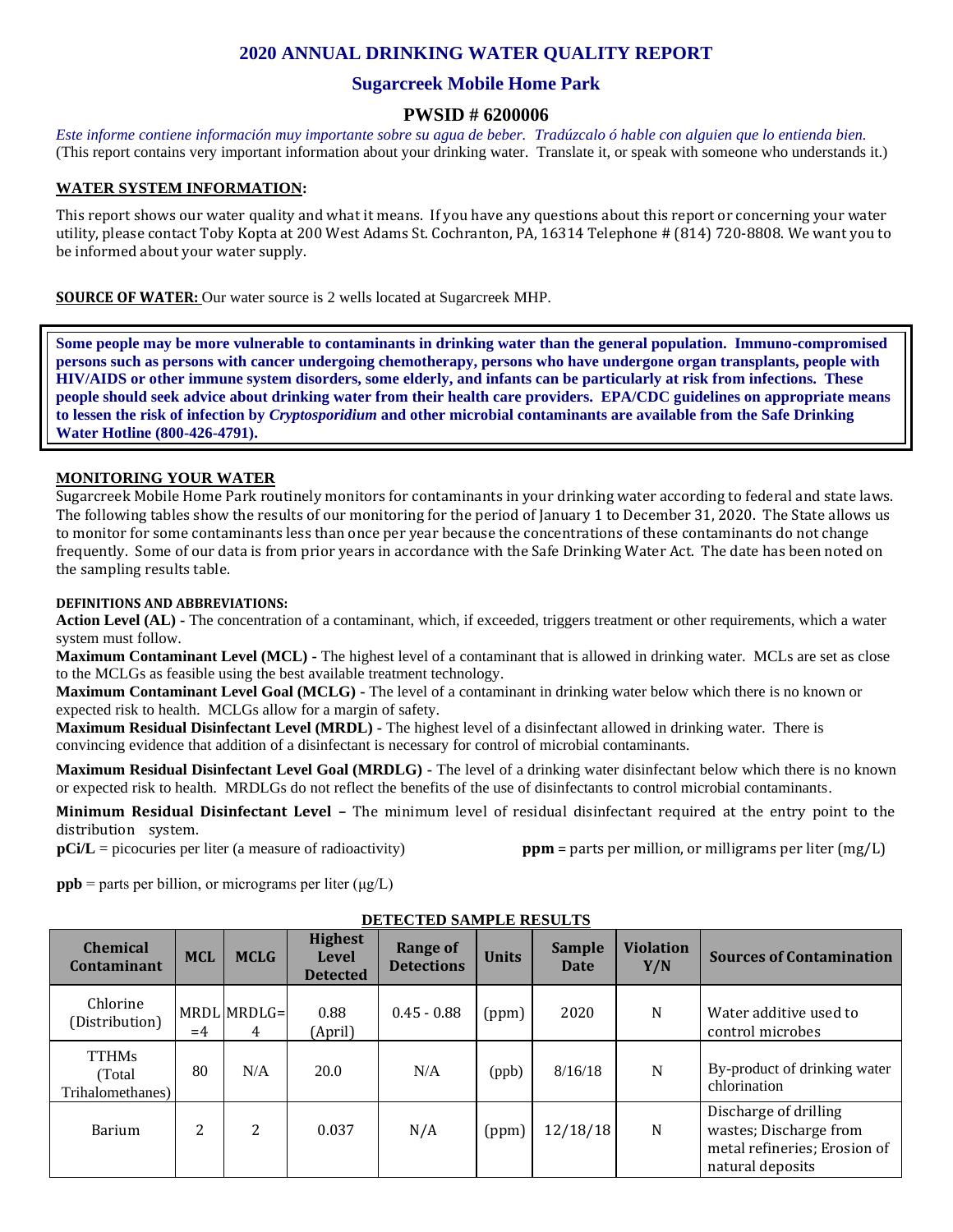# 2020 ANNUAL DRINKING WATER QUALITY REPORT

## Sugarcreek Mobile Home Park

## PWSID # 6200006

*Este informe contiene información muy importante sobre su agua de beber. Tradúzcalo ó hable con alguien que lo entienda bien.*
(This report contains very important information about your drinking water. Translate it, or speak with someone who understands it.)

**WATER SYSTEM INFORMATION:**

This report shows our water quality and what it means. If you have any questions about this report or concerning your water utility, please contact Toby Kopta at 200 West Adams St. Cochranton, PA, 16314 Telephone # (814) 720-8808. We want you to be informed about your water supply.

**SOURCE OF WATER:** Our water source is 2 wells located at Sugarcreek MHP.

**Some people may be more vulnerable to contaminants in drinking water than the general population. Immuno-compromised persons such as persons with cancer undergoing chemotherapy, persons who have undergone organ transplants, people with HIV/AIDS or other immune system disorders, some elderly, and infants can be particularly at risk from infections. These people should seek advice about drinking water from their health care providers. EPA/CDC guidelines on appropriate means to lessen the risk of infection by *Cryptosporidium* and other microbial contaminants are available from the Safe Drinking Water Hotline (800-426-4791).**

**MONITORING YOUR WATER**

Sugarcreek Mobile Home Park routinely monitors for contaminants in your drinking water according to federal and state laws. The following tables show the results of our monitoring for the period of January 1 to December 31, 2020. The State allows us to monitor for some contaminants less than once per year because the concentrations of these contaminants do not change frequently. Some of our data is from prior years in accordance with the Safe Drinking Water Act. The date has been noted on the sampling results table.

**DEFINITIONS AND ABBREVIATIONS:**

**Action Level (AL) -** The concentration of a contaminant, which, if exceeded, triggers treatment or other requirements, which a water system must follow.

**Maximum Contaminant Level (MCL) -** The highest level of a contaminant that is allowed in drinking water. MCLs are set as close to the MCLGs as feasible using the best available treatment technology.

**Maximum Contaminant Level Goal (MCLG) -** The level of a contaminant in drinking water below which there is no known or expected risk to health. MCLGs allow for a margin of safety.

**Maximum Residual Disinfectant Level (MRDL) -** The highest level of a disinfectant allowed in drinking water. There is convincing evidence that addition of a disinfectant is necessary for control of microbial contaminants.

**Maximum Residual Disinfectant Level Goal (MRDLG) -** The level of a drinking water disinfectant below which there is no known or expected risk to health. MRDLGs do not reflect the benefits of the use of disinfectants to control microbial contaminants.

**Minimum Residual Disinfectant Level –** The minimum level of residual disinfectant required at the entry point to the distribution system.

**pCi/L** = picocuries per liter (a measure of radioactivity)

**ppm** = parts per million, or milligrams per liter (mg/L)

**ppb** = parts per billion, or micrograms per liter (μg/L)

**DETECTED SAMPLE RESULTS**

| Chemical Contaminant | MCL | MCLG | Highest Level Detected | Range of Detections | Units | Sample Date | Violation Y/N | Sources of Contamination |
|---|---|---|---|---|---|---|---|---|
| Chlorine (Distribution) | MRDL =4 | MRDLG= 4 | 0.88 (April) | 0.45 - 0.88 | (ppm) | 2020 | N | Water additive used to control microbes |
| TTHMs (Total Trihalomethanes) | 80 | N/A | 20.0 | N/A | (ppb) | 8/16/18 | N | By-product of drinking water chlorination |
| Barium | 2 | 2 | 0.037 | N/A | (ppm) | 12/18/18 | N | Discharge of drilling wastes; Discharge from metal refineries; Erosion of natural deposits |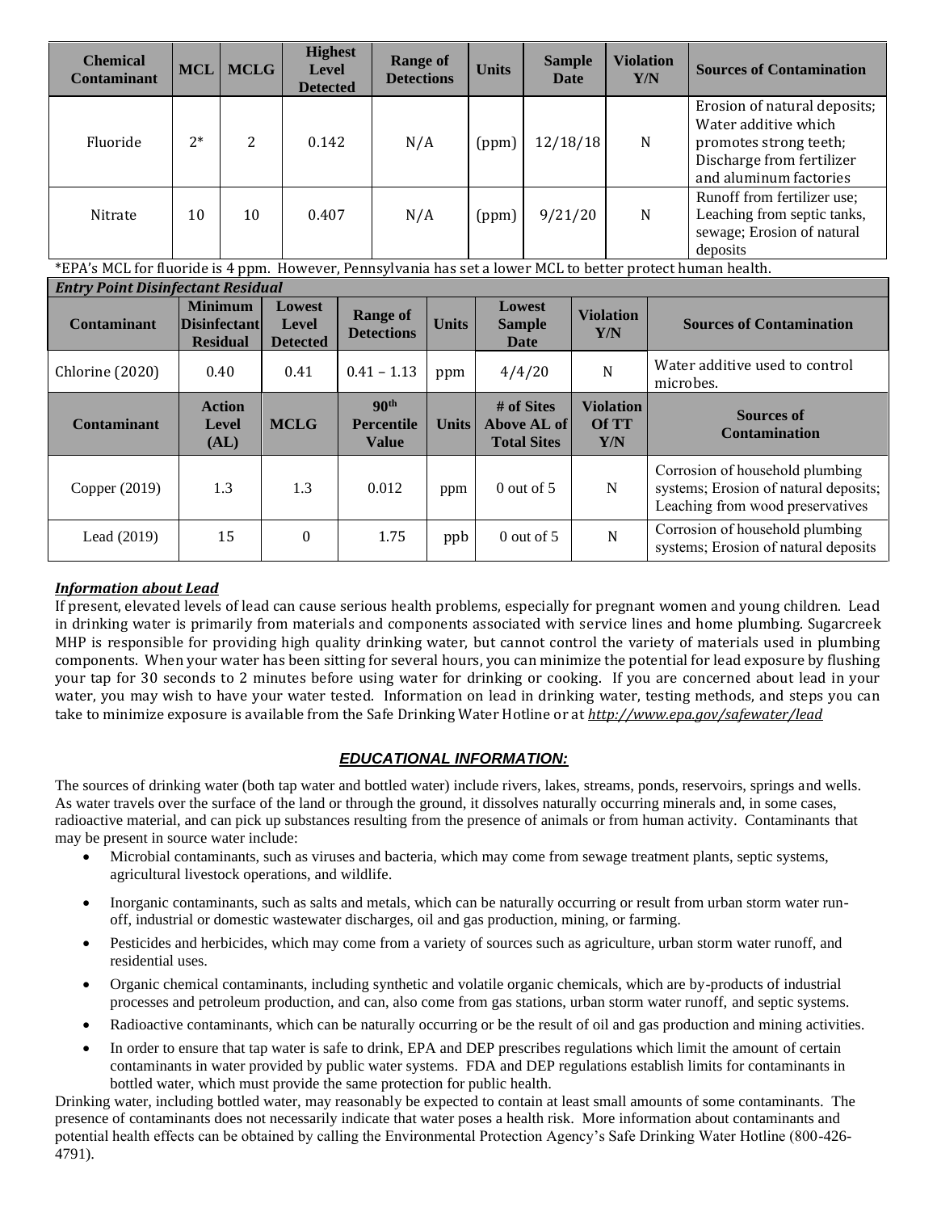| Chemical Contaminant | MCL | MCLG | Highest Level Detected | Range of Detections | Units | Sample Date | Violation Y/N | Sources of Contamination |
|---|---|---|---|---|---|---|---|---|
| Fluoride | 2* | 2 | 0.142 | N/A | (ppm) | 12/18/18 | N | Erosion of natural deposits; Water additive which promotes strong teeth; Discharge from fertilizer and aluminum factories |
| Nitrate | 10 | 10 | 0.407 | N/A | (ppm) | 9/21/20 | N | Runoff from fertilizer use; Leaching from septic tanks, sewage; Erosion of natural deposits |

*EPA's MCL for fluoride is 4 ppm. However, Pennsylvania has set a lower MCL to better protect human health.

***Entry Point Disinfectant Residual***

| Contaminant | Minimum Disinfectant Residual | Lowest Level Detected | Range of Detections | Units | Lowest Sample Date | Violation Y/N | Sources of Contamination |
|---|---|---|---|---|---|---|---|
| Chlorine (2020) | 0.40 | 0.41 | 0.41 – 1.13 | ppm | 4/4/20 | N | Water additive used to control microbes. |

| Contaminant | Action Level (AL) | MCLG | 90th Percentile Value | Units | # of Sites Above AL of Total Sites | Violation Of TT Y/N | Sources of Contamination |
|---|---|---|---|---|---|---|---|
| Copper (2019) | 1.3 | 1.3 | 0.012 | ppm | 0 out of 5 | N | Corrosion of household plumbing systems; Erosion of natural deposits; Leaching from wood preservatives |
| Lead (2019) | 15 | 0 | 1.75 | ppb | 0 out of 5 | N | Corrosion of household plumbing systems; Erosion of natural deposits |

***Information about Lead***

If present, elevated levels of lead can cause serious health problems, especially for pregnant women and young children. Lead in drinking water is primarily from materials and components associated with service lines and home plumbing. Sugarcreek MHP is responsible for providing high quality drinking water, but cannot control the variety of materials used in plumbing components. When your water has been sitting for several hours, you can minimize the potential for lead exposure by flushing your tap for 30 seconds to 2 minutes before using water for drinking or cooking. If you are concerned about lead in your water, you may wish to have your water tested. Information on lead in drinking water, testing methods, and steps you can take to minimize exposure is available from the Safe Drinking Water Hotline or at *http://www.epa.gov/safewater/lead*

## ***EDUCATIONAL INFORMATION:***

The sources of drinking water (both tap water and bottled water) include rivers, lakes, streams, ponds, reservoirs, springs and wells. As water travels over the surface of the land or through the ground, it dissolves naturally occurring minerals and, in some cases, radioactive material, and can pick up substances resulting from the presence of animals or from human activity. Contaminants that may be present in source water include:

- Microbial contaminants, such as viruses and bacteria, which may come from sewage treatment plants, septic systems, agricultural livestock operations, and wildlife.
- Inorganic contaminants, such as salts and metals, which can be naturally occurring or result from urban storm water run-off, industrial or domestic wastewater discharges, oil and gas production, mining, or farming.
- Pesticides and herbicides, which may come from a variety of sources such as agriculture, urban storm water runoff, and residential uses.
- Organic chemical contaminants, including synthetic and volatile organic chemicals, which are by-products of industrial processes and petroleum production, and can, also come from gas stations, urban storm water runoff, and septic systems.
- Radioactive contaminants, which can be naturally occurring or be the result of oil and gas production and mining activities.
- In order to ensure that tap water is safe to drink, EPA and DEP prescribes regulations which limit the amount of certain contaminants in water provided by public water systems. FDA and DEP regulations establish limits for contaminants in bottled water, which must provide the same protection for public health.

Drinking water, including bottled water, may reasonably be expected to contain at least small amounts of some contaminants. The presence of contaminants does not necessarily indicate that water poses a health risk. More information about contaminants and potential health effects can be obtained by calling the Environmental Protection Agency's Safe Drinking Water Hotline (800-426-4791).